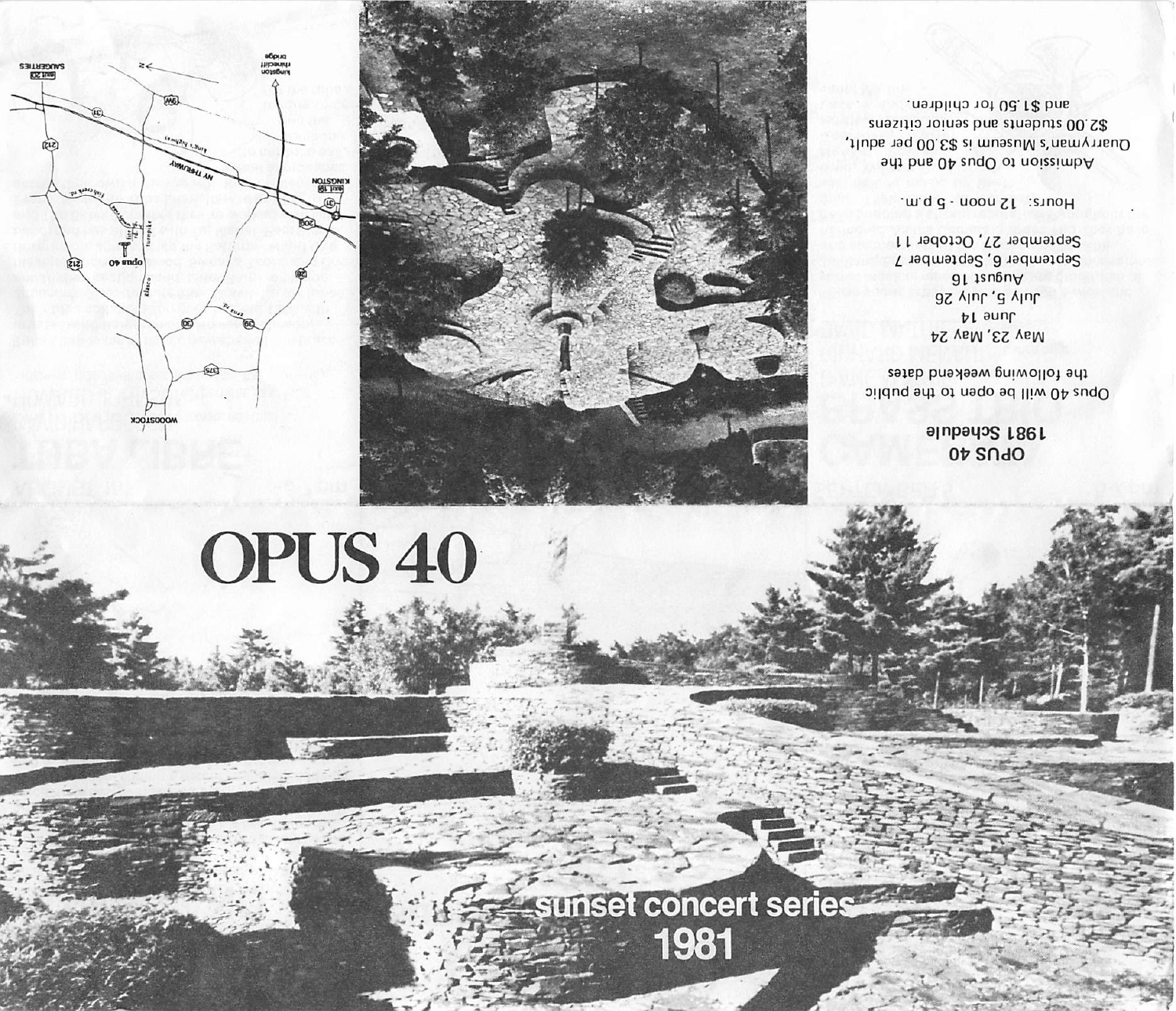# OPUS 40

sunset concert series
1981

## OPUS 40
### 1981 Schedule

Opus 40 will be open to the public the following weekend dates

May 23, May 24
June 14
July 5, July 26
August 16
September 6, September 7
September 27, October 11

Hours: 12 noon - 5 p.m.

Admission to Opus 40 and the Quarryman's Museum is $3.00 per adult, $2.00 students and senior citizens and $1.50 for children.

WOODSTOCK
SAUGERTIES
KINGSTON
kingston rhinecliff bridge
NY THRUWAY
turnpike
opus 40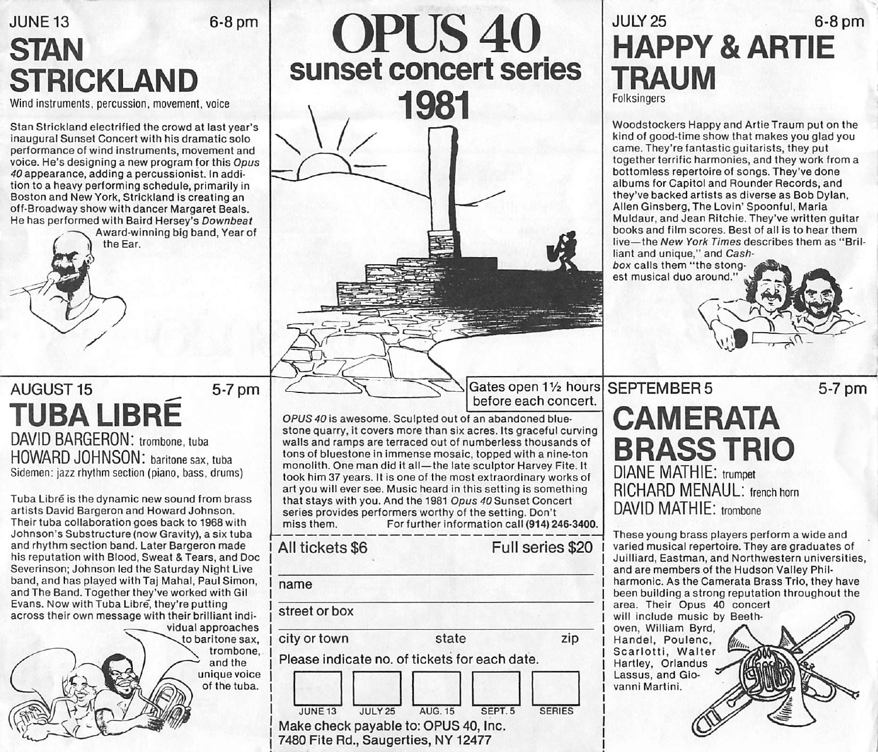# OPUS 40

## sunset concert series 1981

---

JUNE 13 — 6-8 pm

## STAN STRICKLAND

Wind instruments, percussion, movement, voice

Stan Strickland electrified the crowd at last year's inaugural Sunset Concert with his dramatic solo performance of wind instruments, movement and voice. He's designing a new program for this *Opus 40* appearance, adding a percussionist. In addition to a heavy performing schedule, primarily in Boston and New York, Strickland is creating an off-Broadway show with dancer Margaret Beals. He has performed with Baird Hersey's *Downbeat* Award-winning big band, Year of the Ear.

---

JULY 25 — 6-8 pm

## HAPPY & ARTIE TRAUM

Folksingers

Woodstockers Happy and Artie Traum put on the kind of good-time show that makes you glad you came. They're fantastic guitarists, they put together terrific harmonies, and they work from a bottomless repertoire of songs. They've done albums for Capitol and Rounder Records, and they've backed artists as diverse as Bob Dylan, Allen Ginsberg, The Lovin' Spoonful, Maria Muldaur, and Jean Ritchie. They've written guitar books and film scores. Best of all is to hear them live—the *New York Times* describes them as "Brilliant and unique," and *Cashbox* calls them "the stongest musical duo around."

---

AUGUST 15 — 5-7 pm

## TUBA LIBRÉ

DAVID BARGERON: trombone, tuba
HOWARD JOHNSON: baritone sax, tuba
Sidemen: jazz rhythm section (piano, bass, drums)

Tuba Libré is the dynamic new sound from brass artists David Bargeron and Howard Johnson. Their tuba collaboration goes back to 1968 with Johnson's Substructure (now Gravity), a six tuba and rhythm section band. Later Bargeron made his reputation with Blood, Sweat & Tears, and Doc Severinson; Johnson led the Saturday Night Live band, and has played with Taj Mahal, Paul Simon, and The Band. Together they've worked with Gil Evans. Now with Tuba Libré, they're putting across their own message with their brilliant individual approaches to baritone sax, trombone, and the unique voice of the tuba.

---

Gates open 1½ hours before each concert.

*OPUS 40* is awesome. Sculpted out of an abandoned bluestone quarry, it covers more than six acres. Its graceful curving walls and ramps are terraced out of numberless thousands of tons of bluestone in immense mosaic, topped with a nine-ton monolith. One man did it all—the late sculptor Harvey Fite. It took him 37 years. It is one of the most extraordinary works of art you will ever see. Music heard in this setting is something that stays with you. And the 1981 *Opus 40* Sunset Concert series provides performers worthy of the setting. Don't miss them. For further information call **(914) 246-3400.**

All tickets $6 — Full series $20

name

street or box

city or town — state — zip

Please indicate no. of tickets for each date.

| JUNE 13 | JULY 25 | AUG. 15 | SEPT. 5 | SERIES |
|---|---|---|---|---|
| | | | | |

Make check payable to: OPUS 40, Inc.
7480 Fite Rd., Saugerties, NY 12477

---

SEPTEMBER 5 — 5-7 pm

## CAMERATA BRASS TRIO

DIANE MATHIE: trumpet
RICHARD MENAUL: french horn
DAVID MATHIE: trombone

These young brass players perform a wide and varied musical repertoire. They are graduates of Juilliard, Eastman, and Northwestern universities, and are members of the Hudson Valley Philharmonic. As the Camerata Brass Trio, they have been building a strong reputation throughout the area. Their Opus 40 concert will include music by Beethoven, William Byrd, Handel, Poulenc, Scarlotti, Walter Hartley, Orlandus Lassus, and Giovanni Martini.